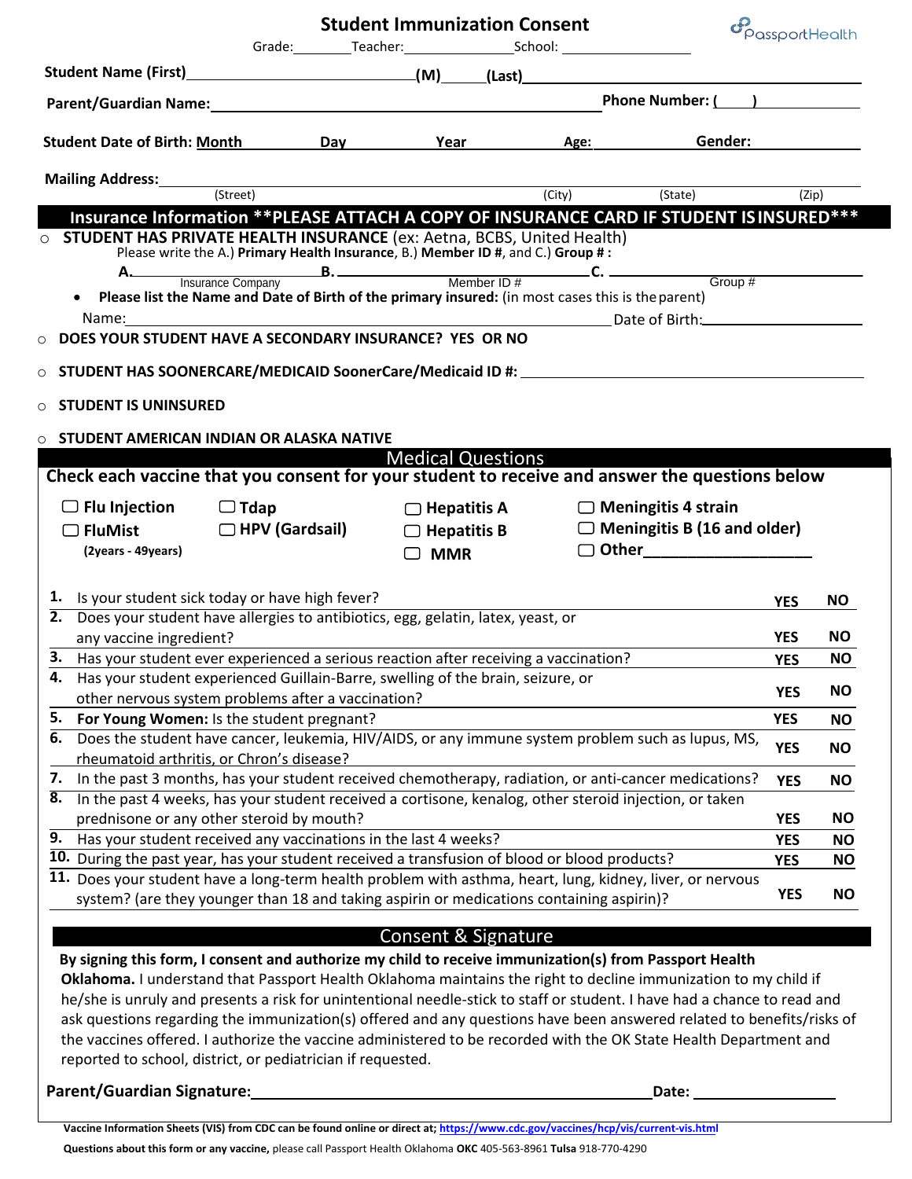# Student Immunization Consent

PassportHealth

Grade:________ Teacher:______________ School: ________________

**Student Name (First)**__________________________ **(M)**_____ **(Last)**______________________________

**Parent/Guardian Name:**______________________________________________ **Phone Number: (____)**__________

**Student Date of Birth: Month**__________ **Day**__________ **Year**__________ **Age:**__________ **Gender:**__________

**Mailing Address:**________________________________________________________________________________

(Street) (City) (State) (Zip)

## Insurance Information **PLEASE ATTACH A COPY OF INSURANCE CARD IF STUDENT IS INSURED***

○ **STUDENT HAS PRIVATE HEALTH INSURANCE** (ex: Aetna, BCBS, United Health)
Please write the A.) **Primary Health Insurance**, B.) **Member ID #**, and C.) **Group # :**

**A.**______________________ **B.**______________________ **C.**______________________
Insurance Company — Member ID # — Group #

- **Please list the Name and Date of Birth of the primary insured:** (in most cases this is the parent)

Name:________________________________________________ Date of Birth:________________

○ **DOES YOUR STUDENT HAVE A SECONDARY INSURANCE? YES OR NO**

○ **STUDENT HAS SOONERCARE/MEDICAID SoonerCare/Medicaid ID #:** ______________________________

○ **STUDENT IS UNINSURED**

○ **STUDENT AMERICAN INDIAN OR ALASKA NATIVE**

## Medical Questions

**Check each vaccine that you consent for your student to receive and answer the questions below**

- ☐ **Flu Injection**
- ☐ **FluMist** **(2years - 49years)**
- ☐ **Tdap**
- ☐ **HPV (Gardsail)**
- ☐ **Hepatitis A**
- ☐ **Hepatitis B**
- ☐ **MMR**
- ☐ **Meningitis 4 strain**
- ☐ **Meningitis B (16 and older)**
- ☐ **Other**____________________

| # | Question | | |
|---|---|---|---|
| **1.** | Is your student sick today or have high fever? | **YES** | **NO** |
| **2.** | Does your student have allergies to antibiotics, egg, gelatin, latex, yeast, or any vaccine ingredient? | **YES** | **NO** |
| **3.** | Has your student ever experienced a serious reaction after receiving a vaccination? | **YES** | **NO** |
| **4.** | Has your student experienced Guillain-Barre, swelling of the brain, seizure, or other nervous system problems after a vaccination? | **YES** | **NO** |
| **5.** | **For Young Women:** Is the student pregnant? | **YES** | **NO** |
| **6.** | Does the student have cancer, leukemia, HIV/AIDS, or any immune system problem such as lupus, MS, rheumatoid arthritis, or Chron's disease? | **YES** | **NO** |
| **7.** | In the past 3 months, has your student received chemotherapy, radiation, or anti-cancer medications? | **YES** | **NO** |
| **8.** | In the past 4 weeks, has your student received a cortisone, kenalog, other steroid injection, or taken prednisone or any other steroid by mouth? | **YES** | **NO** |
| **9.** | Has your student received any vaccinations in the last 4 weeks? | **YES** | **NO** |
| **10.** | During the past year, has your student received a transfusion of blood or blood products? | **YES** | **NO** |
| **11.** | Does your student have a long-term health problem with asthma, heart, lung, kidney, liver, or nervous system? (are they younger than 18 and taking aspirin or medications containing aspirin)? | **YES** | **NO** |

## Consent & Signature

**By signing this form, I consent and authorize my child to receive immunization(s) from Passport Health Oklahoma.** I understand that Passport Health Oklahoma maintains the right to decline immunization to my child if he/she is unruly and presents a risk for unintentional needle-stick to staff or student. I have had a chance to read and ask questions regarding the immunization(s) offered and any questions have been answered related to benefits/risks of the vaccines offered. I authorize the vaccine administered to be recorded with the OK State Health Department and reported to school, district, or pediatrician if requested.

**Parent/Guardian Signature:**________________________________________ **Date:** ________________

**Vaccine Information Sheets (VIS) from CDC can be found online or direct at;** **https://www.cdc.gov/vaccines/hcp/vis/current-vis.html**

**Questions about this form or any vaccine,** please call Passport Health Oklahoma **OKC** 405-563-8961 **Tulsa** 918-770-4290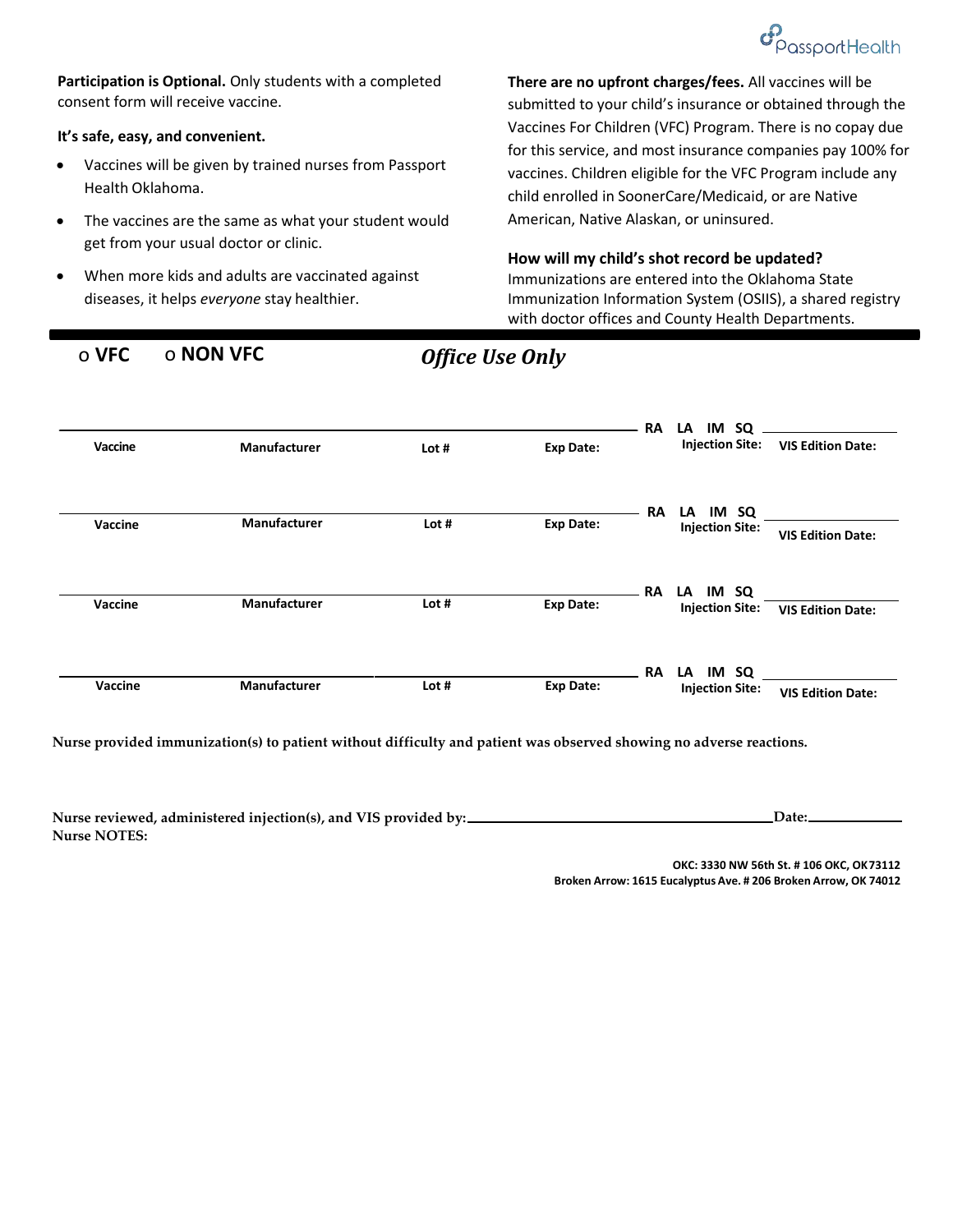**Participation is Optional.** Only students with a completed consent form will receive vaccine.

**It's safe, easy, and convenient.**

- Vaccines will be given by trained nurses from Passport Health Oklahoma.
- The vaccines are the same as what your student would get from your usual doctor or clinic.
- When more kids and adults are vaccinated against diseases, it helps *everyone* stay healthier.

**There are no upfront charges/fees.** All vaccines will be submitted to your child's insurance or obtained through the Vaccines For Children (VFC) Program. There is no copay due for this service, and most insurance companies pay 100% for vaccines. Children eligible for the VFC Program include any child enrolled in SoonerCare/Medicaid, or are Native American, Native Alaskan, or uninsured.

**How will my child's shot record be updated?**
Immunizations are entered into the Oklahoma State Immunization Information System (OSIIS), a shared registry with doctor offices and County Health Departments.

---

o **VFC** o **NON VFC** ***Office Use Only***

| Vaccine | Manufacturer | Lot # | Exp Date: | RA LA IM SQ Injection Site: | VIS Edition Date: |
|---|---|---|---|---|---|
| | | | | | |
| | | | | | |
| | | | | | |
| | | | | | |

**Nurse provided immunization(s) to patient without difficulty and patient was observed showing no adverse reactions.**

**Nurse reviewed, administered injection(s), and VIS provided by:**\_\_\_\_\_\_\_\_\_\_\_\_\_\_\_\_\_\_\_\_\_\_\_\_\_\_\_\_ **Date:**\_\_\_\_\_\_\_\_\_\_

**Nurse NOTES:**

**OKC: 3330 NW 56th St. # 106 OKC, OK 73112**
**Broken Arrow: 1615 Eucalyptus Ave. # 206 Broken Arrow, OK 74012**